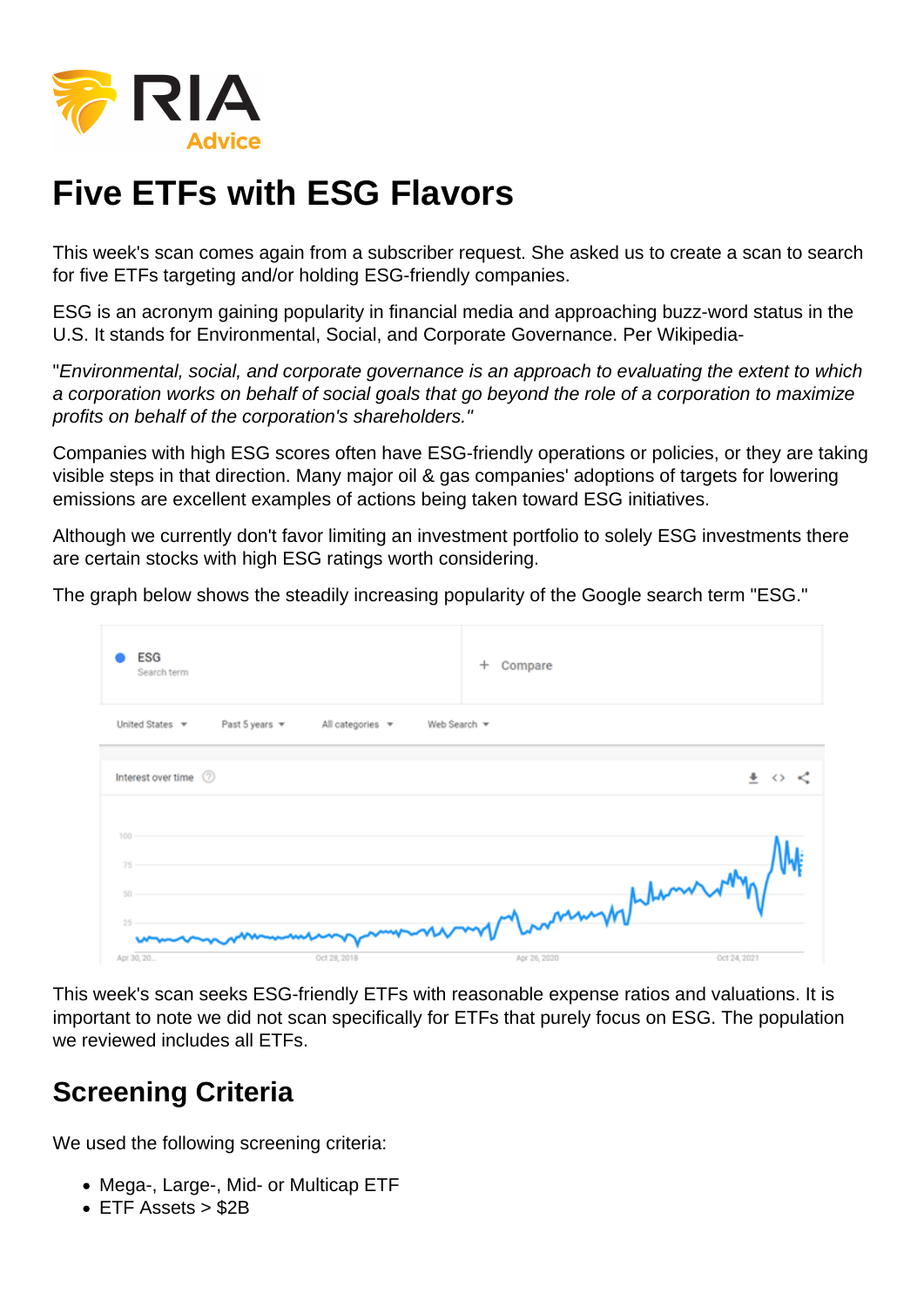# Five ETFs with ESG Flavors

This week's scan comes again from a subscriber request. She asked us to create a scan to search for five ETFs targeting and/or holding ESG-friendly companies.

ESG is an acronym gaining popularity in financial media and approaching buzz-word status in the U.S. It stands for Environmental, Social, and Corporate Governance. Per Wikipedia-

"*Environmental, social, and corporate governance is an approach to evaluating the extent to which a corporation works on behalf of social goals that go beyond the role of a corporation to maximize profits on behalf of the corporation's shareholders.*"

Companies with high ESG scores often have ESG-friendly operations or policies, or they are taking visible steps in that direction. Many major oil & gas companies' adoptions of targets for lowering emissions are excellent examples of actions being taken toward ESG initiatives.

Although we currently don't favor limiting an investment portfolio to solely ESG investments there are certain stocks with high ESG ratings worth considering.

The graph below shows the steadily increasing popularity of the Google search term "ESG."

This week's scan seeks ESG-friendly ETFs with reasonable expense ratios and valuations. It is important to note we did not scan specifically for ETFs that purely focus on ESG. The population we reviewed includes all ETFs.

## Screening Criteria

We used the following screening criteria:

- Mega-, Large-, Mid- or Multicap ETF
- ETF Assets > $2B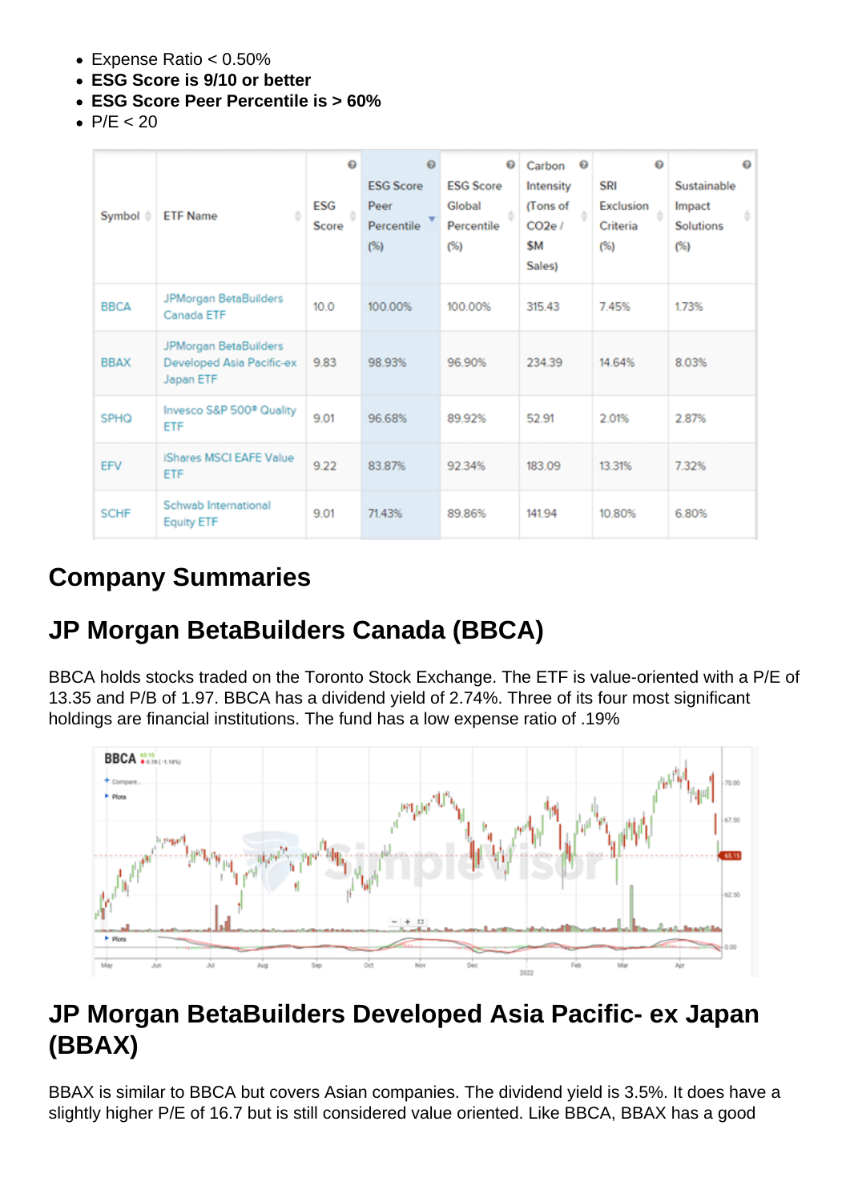- Expense Ratio < 0.50%
- **ESG Score is 9/10 or better**
- **ESG Score Peer Percentile is > 60%**
- P/E < 20

| Symbol | ETF Name | ESG Score | ESG Score Peer Percentile (%) | ESG Score Global Percentile (%) | Carbon Intensity (Tons of $CO_2e$ / $M Sales) | SRI Exclusion Criteria (%) | Sustainable Impact Solutions (%) |
|---|---|---|---|---|---|---|---|
| BBCA | JPMorgan BetaBuilders Canada ETF | 10.0 | 100.00% | 100.00% | 315.43 | 7.45% | 1.73% |
| BBAX | JPMorgan BetaBuilders Developed Asia Pacific-ex Japan ETF | 9.83 | 98.93% | 96.90% | 234.39 | 14.64% | 8.03% |
| SPHQ | Invesco S&P 500® Quality ETF | 9.01 | 96.68% | 89.92% | 52.91 | 2.01% | 2.87% |
| EFV | iShares MSCI EAFE Value ETF | 9.22 | 83.87% | 92.34% | 183.09 | 13.31% | 7.32% |
| SCHF | Schwab International Equity ETF | 9.01 | 71.43% | 89.86% | 141.94 | 10.80% | 6.80% |

# Company Summaries

## JP Morgan BetaBuilders Canada (BBCA)

BBCA holds stocks traded on the Toronto Stock Exchange. The ETF is value-oriented with a P/E of 13.35 and P/B of 1.97. BBCA has a dividend yield of 2.74%. Three of its four most significant holdings are financial institutions. The fund has a low expense ratio of .19%

## JP Morgan BetaBuilders Developed Asia Pacific- ex Japan (BBAX)

BBAX is similar to BBCA but covers Asian companies. The dividend yield is 3.5%. It does have a slightly higher P/E of 16.7 but is still considered value oriented. Like BBCA, BBAX has a good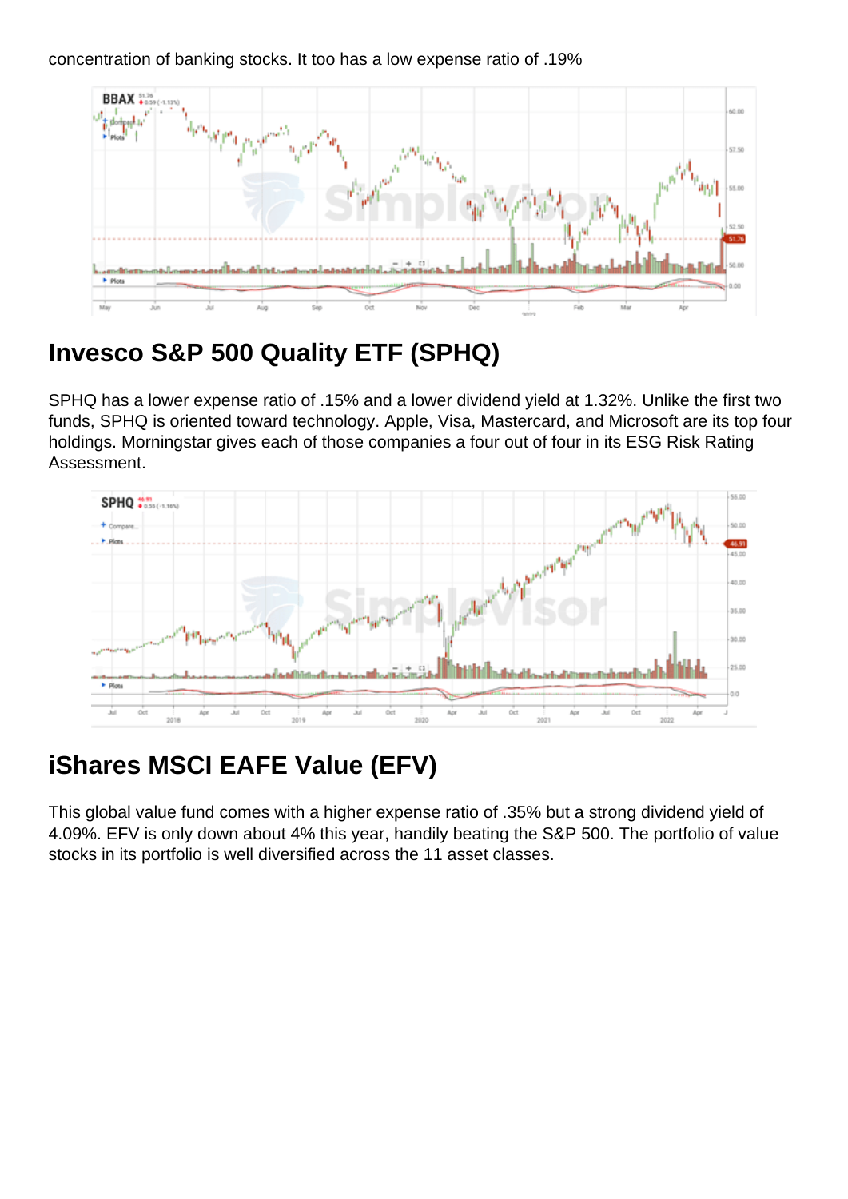concentration of banking stocks. It too has a low expense ratio of .19%

## Invesco S&P 500 Quality ETF (SPHQ)

SPHQ has a lower expense ratio of .15% and a lower dividend yield at 1.32%. Unlike the first two funds, SPHQ is oriented toward technology. Apple, Visa, Mastercard, and Microsoft are its top four holdings. Morningstar gives each of those companies a four out of four in its ESG Risk Rating Assessment.

## iShares MSCI EAFE Value (EFV)

This global value fund comes with a higher expense ratio of .35% but a strong dividend yield of 4.09%. EFV is only down about 4% this year, handily beating the S&P 500. The portfolio of value stocks in its portfolio is well diversified across the 11 asset classes.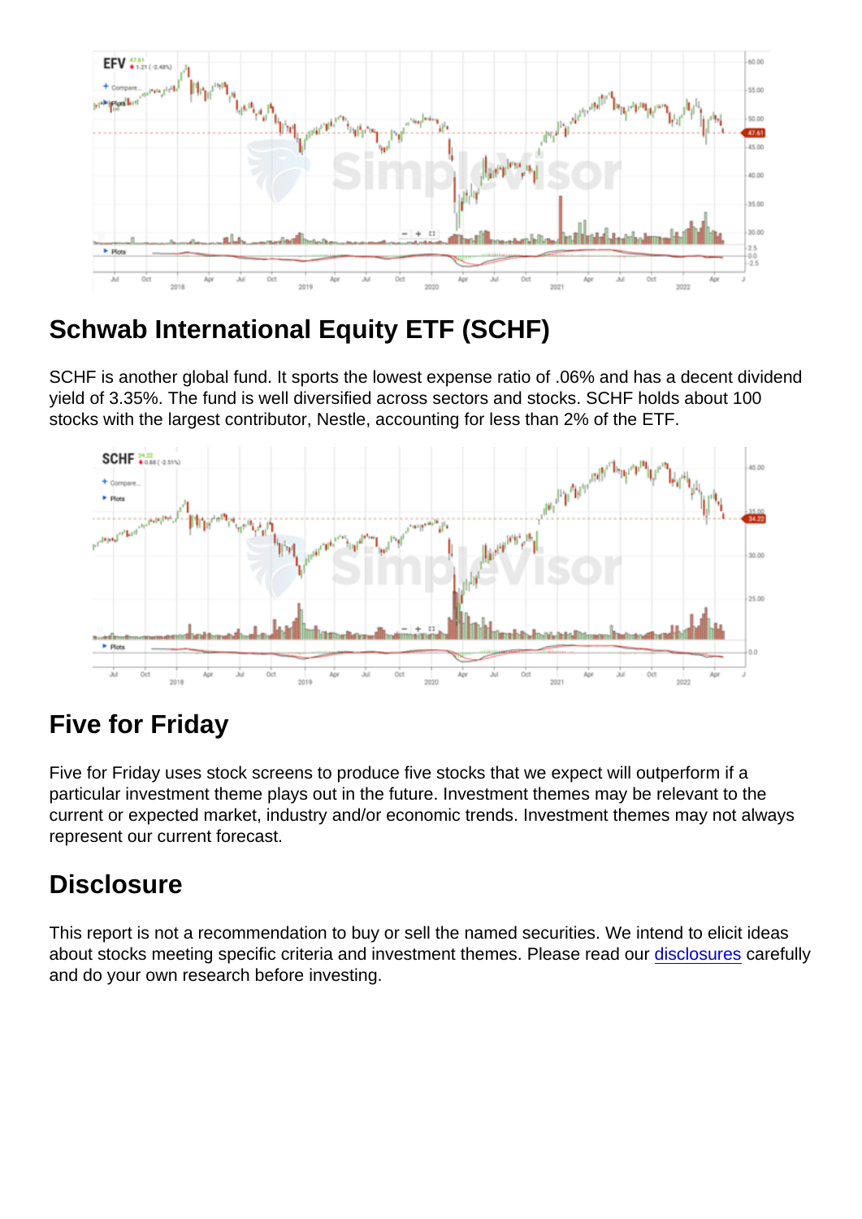EFV 47.61 ♦ 1.21 (-2.48%)

Compare...

Plots

60.00
55.00
50.00
47.61
45.00
40.00
35.00
30.00
2.5
0.0
-2.5

Jul Oct 2018 Apr Jul Oct 2019 Apr Jul Oct 2020 Apr Jul Oct 2021 Apr Jul Oct 2022 Apr

## Schwab International Equity ETF (SCHF)

SCHF is another global fund. It sports the lowest expense ratio of .06% and has a decent dividend yield of 3.35%. The fund is well diversified across sectors and stocks. SCHF holds about 100 stocks with the largest contributor, Nestle, accounting for less than 2% of the ETF.

SCHF 34.22 ♦ 0.88 (-2.51%)

Compare...

Plots

40.00
35.00
34.22
30.00
25.00
0.0

Jul Oct 2018 Apr Jul Oct 2019 Apr Jul Oct 2020 Apr Jul Oct 2021 Apr Jul Oct 2022 Apr

## Five for Friday

Five for Friday uses stock screens to produce five stocks that we expect will outperform if a particular investment theme plays out in the future. Investment themes may be relevant to the current or expected market, industry and/or economic trends. Investment themes may not always represent our current forecast.

## Disclosure

This report is not a recommendation to buy or sell the named securities. We intend to elicit ideas about stocks meeting specific criteria and investment themes. Please read our disclosures carefully and do your own research before investing.